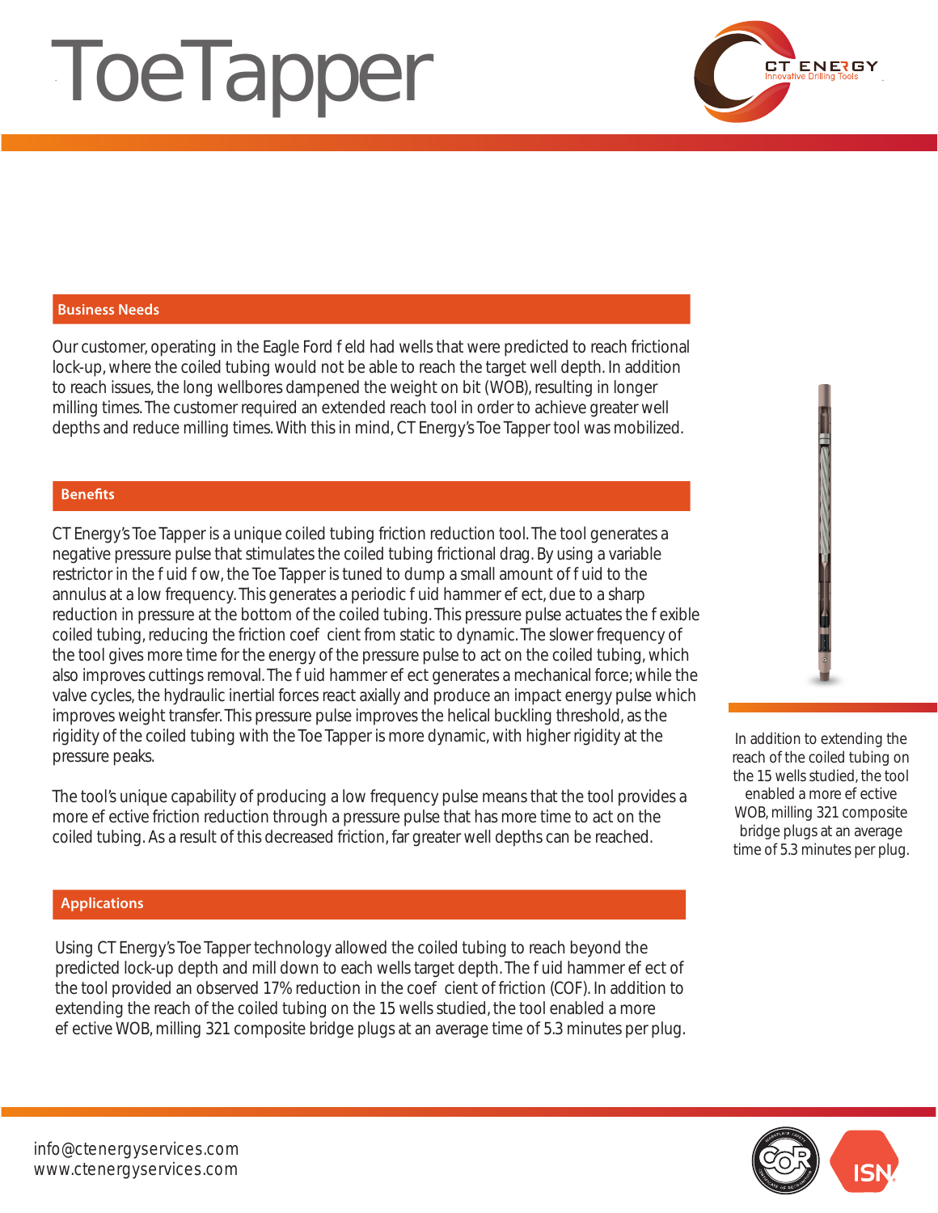# ToeTapper

CT ENERGY
Innovative Drilling Tools

## Business Needs

Our customer, operating in the Eagle Ford field had wells that were predicted to reach frictional lock-up, where the coiled tubing would not be able to reach the target well depth. In addition to reach issues, the long wellbores dampened the weight on bit (WOB), resulting in longer milling times. The customer required an extended reach tool in order to achieve greater well depths and reduce milling times. With this in mind, CT Energy's Toe Tapper tool was mobilized.

## Benefits

CT Energy's Toe Tapper is a unique coiled tubing friction reduction tool. The tool generates a negative pressure pulse that stimulates the coiled tubing frictional drag. By using a variable restrictor in the fluid flow, the Toe Tapper is tuned to dump a small amount of fluid to the annulus at a low frequency. This generates a periodic fluid hammer effect, due to a sharp reduction in pressure at the bottom of the coiled tubing. This pressure pulse actuates the flexible coiled tubing, reducing the friction coefficient from static to dynamic. The slower frequency of the tool gives more time for the energy of the pressure pulse to act on the coiled tubing, which also improves cuttings removal. The fluid hammer effect generates a mechanical force; while the valve cycles, the hydraulic inertial forces react axially and produce an impact energy pulse which improves weight transfer. This pressure pulse improves the helical buckling threshold, as the rigidity of the coiled tubing with the Toe Tapper is more dynamic, with higher rigidity at the pressure peaks.

The tool's unique capability of producing a low frequency pulse means that the tool provides a more effective friction reduction through a pressure pulse that has more time to act on the coiled tubing. As a result of this decreased friction, far greater well depths can be reached.

In addition to extending the reach of the coiled tubing on the 15 wells studied, the tool enabled a more effective WOB, milling 321 composite bridge plugs at an average time of 5.3 minutes per plug.

## Applications

Using CT Energy's Toe Tapper technology allowed the coiled tubing to reach beyond the predicted lock-up depth and mill down to each wells target depth. The fluid hammer effect of the tool provided an observed 17% reduction in the coefficient of friction (COF). In addition to extending the reach of the coiled tubing on the 15 wells studied, the tool enabled a more effective WOB, milling 321 composite bridge plugs at an average time of 5.3 minutes per plug.

info@ctenergyservices.com
www.ctenergyservices.com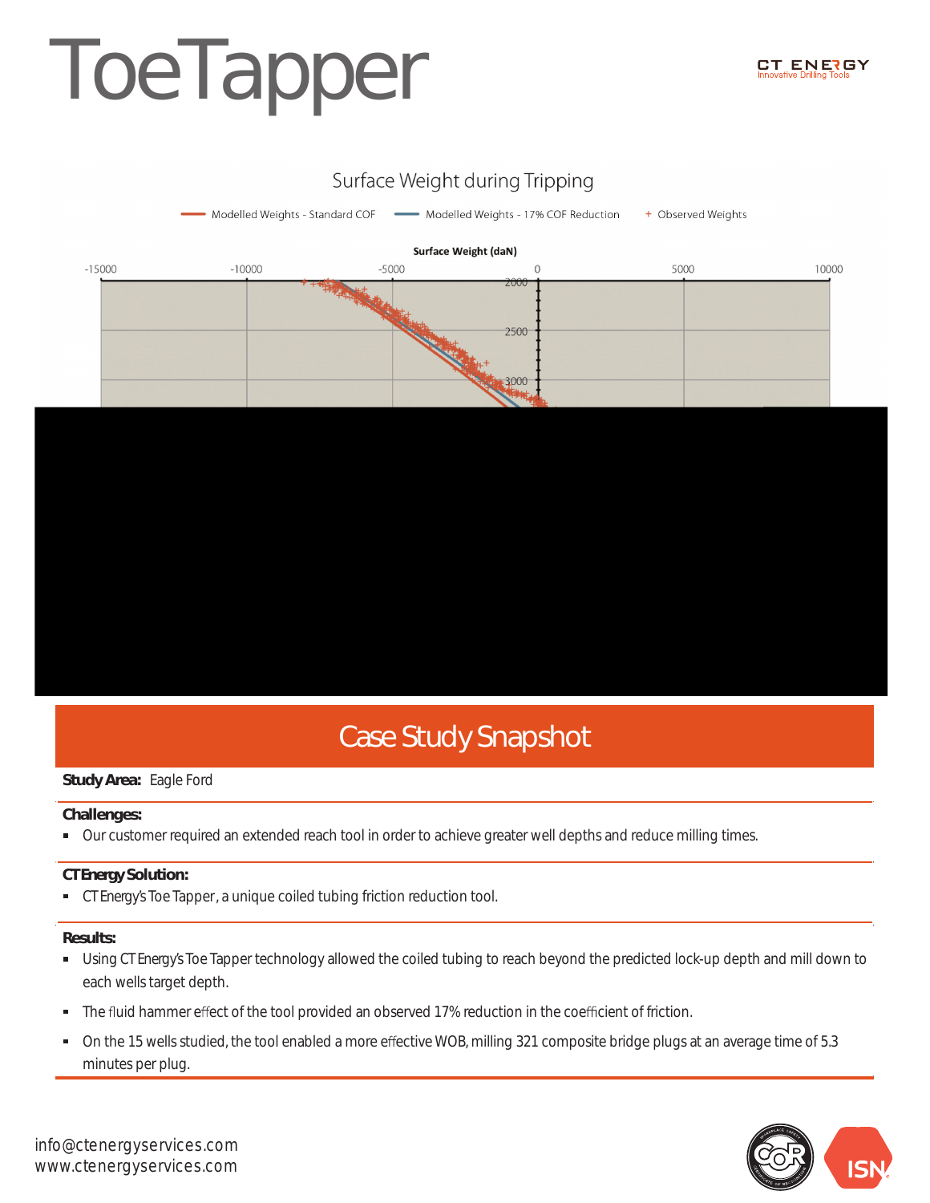# ToeTapper

CT ENERGY
Innovative Drilling Tools

Surface Weight during Tripping

Modelled Weights - Standard COF
Modelled Weights - 17% COF Reduction
Observed Weights

Surface Weight (daN)

-15000
-10000
-5000
0
5000
10000

2000
2500
3000

## Case Study Snapshot

**Study Area:** Eagle Ford

**Challenges:**

- Our customer required an extended reach tool in order to achieve greater well depths and reduce milling times.

**CT Energy Solution:**

- CT Energy's Toe Tapper, a unique coiled tubing friction reduction tool.

**Results:**

- Using CT Energy's Toe Tapper technology allowed the coiled tubing to reach beyond the predicted lock-up depth and mill down to each wells target depth.
- The fluid hammer effect of the tool provided an observed 17% reduction in the coefficient of friction.
- On the 15 wells studied, the tool enabled a more effective WOB, milling 321 composite bridge plugs at an average time of 5.3 minutes per plug.

info@ctenergyservices.com
www.ctenergyservices.com